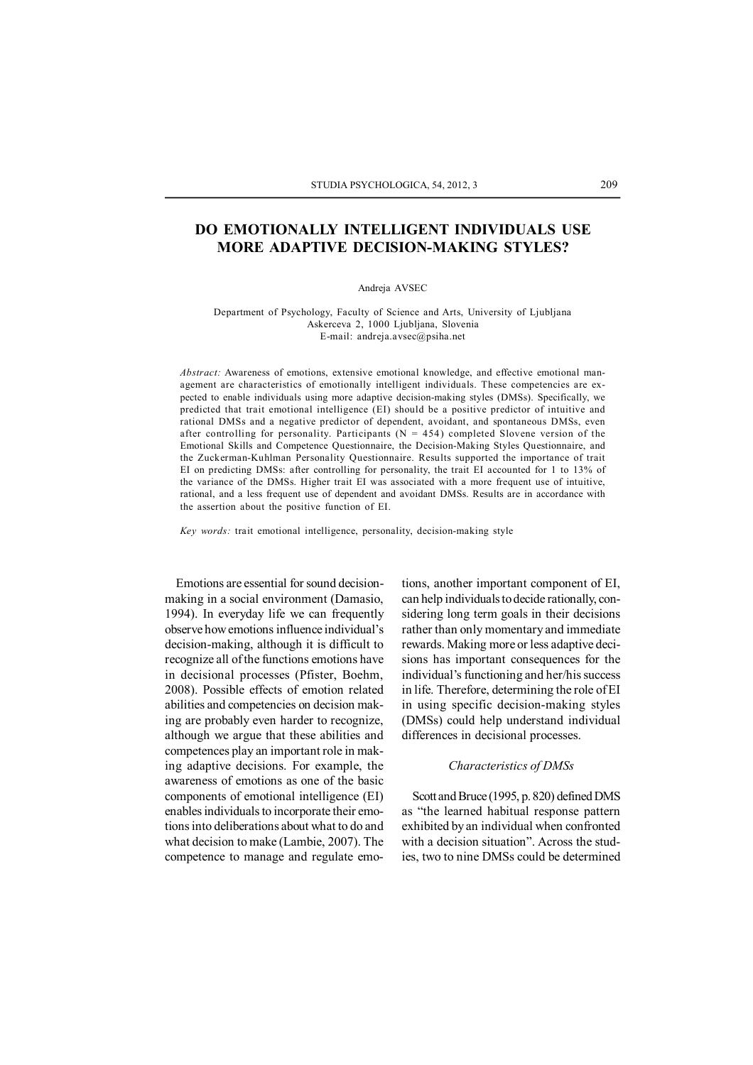# DO EMOTIONALLY INTELLIGENT INDIVIDUALS USE MORE ADAPTIVE DECISION-MAKING STYLES?

Andreja AVSEC

Department of Psychology, Faculty of Science and Arts, University of Ljubljana
Askerceva 2, 1000 Ljubljana, Slovenia
E-mail: andreja.avsec@psiha.net

*Abstract:* Awareness of emotions, extensive emotional knowledge, and effective emotional management are characteristics of emotionally intelligent individuals. These competencies are expected to enable individuals using more adaptive decision-making styles (DMSs). Specifically, we predicted that trait emotional intelligence (EI) should be a positive predictor of intuitive and rational DMSs and a negative predictor of dependent, avoidant, and spontaneous DMSs, even after controlling for personality. Participants (N = 454) completed Slovene version of the Emotional Skills and Competence Questionnaire, the Decision-Making Styles Questionnaire, and the Zuckerman-Kuhlman Personality Questionnaire. Results supported the importance of trait EI on predicting DMSs: after controlling for personality, the trait EI accounted for 1 to 13% of the variance of the DMSs. Higher trait EI was associated with a more frequent use of intuitive, rational, and a less frequent use of dependent and avoidant DMSs. Results are in accordance with the assertion about the positive function of EI.

*Key words:* trait emotional intelligence, personality, decision-making style

Emotions are essential for sound decision-making in a social environment (Damasio, 1994). In everyday life we can frequently observe how emotions influence individual's decision-making, although it is difficult to recognize all of the functions emotions have in decisional processes (Pfister, Boehm, 2008). Possible effects of emotion related abilities and competencies on decision making are probably even harder to recognize, although we argue that these abilities and competences play an important role in making adaptive decisions. For example, the awareness of emotions as one of the basic components of emotional intelligence (EI) enables individuals to incorporate their emotions into deliberations about what to do and what decision to make (Lambie, 2007). The competence to manage and regulate emotions, another important component of EI, can help individuals to decide rationally, considering long term goals in their decisions rather than only momentary and immediate rewards. Making more or less adaptive decisions has important consequences for the individual's functioning and her/his success in life. Therefore, determining the role of EI in using specific decision-making styles (DMSs) could help understand individual differences in decisional processes.

### *Characteristics of DMSs*

Scott and Bruce (1995, p. 820) defined DMS as "the learned habitual response pattern exhibited by an individual when confronted with a decision situation". Across the studies, two to nine DMSs could be determined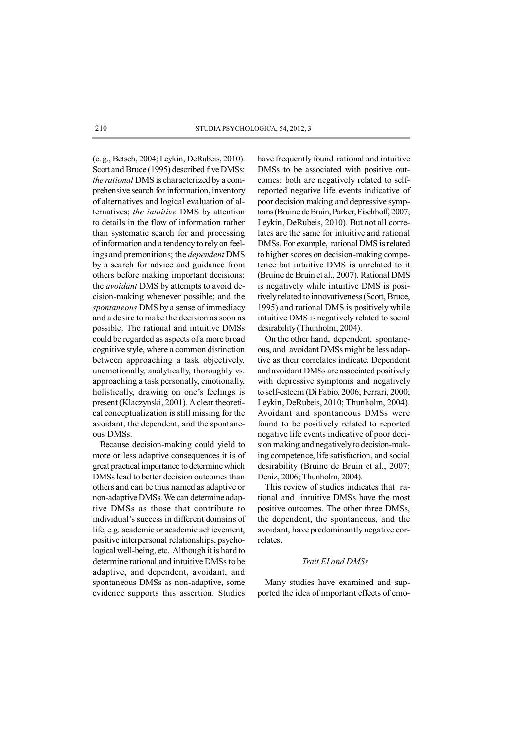(e. g., Betsch, 2004; Leykin, DeRubeis, 2010). Scott and Bruce (1995) described five DMSs: *the rational* DMS is characterized by a comprehensive search for information, inventory of alternatives and logical evaluation of alternatives; *the intuitive* DMS by attention to details in the flow of information rather than systematic search for and processing of information and a tendency to rely on feelings and premonitions; the *dependent* DMS by a search for advice and guidance from others before making important decisions; the *avoidant* DMS by attempts to avoid decision-making whenever possible; and the *spontaneous* DMS by a sense of immediacy and a desire to make the decision as soon as possible. The rational and intuitive DMSs could be regarded as aspects of a more broad cognitive style, where a common distinction between approaching a task objectively, unemotionally, analytically, thoroughly vs. approaching a task personally, emotionally, holistically, drawing on one's feelings is present (Klaczynski, 2001). A clear theoretical conceptualization is still missing for the avoidant, the dependent, and the spontaneous DMSs.

Because decision-making could yield to more or less adaptive consequences it is of great practical importance to determine which DMSs lead to better decision outcomes than others and can be thus named as adaptive or non-adaptive DMSs. We can determine adaptive DMSs as those that contribute to individual's success in different domains of life, e.g. academic or academic achievement, positive interpersonal relationships, psychological well-being, etc. Although it is hard to determine rational and intuitive DMSs to be adaptive, and dependent, avoidant, and spontaneous DMSs as non-adaptive, some evidence supports this assertion. Studies have frequently found rational and intuitive DMSs to be associated with positive outcomes: both are negatively related to self-reported negative life events indicative of poor decision making and depressive symptoms (Bruine de Bruin, Parker, Fischhoff, 2007; Leykin, DeRubeis, 2010). But not all correlates are the same for intuitive and rational DMSs. For example, rational DMS is related to higher scores on decision-making competence but intuitive DMS is unrelated to it (Bruine de Bruin et al., 2007). Rational DMS is negatively while intuitive DMS is positively related to innovativeness (Scott, Bruce, 1995) and rational DMS is positively while intuitive DMS is negatively related to social desirability (Thunholm, 2004).

On the other hand, dependent, spontaneous, and avoidant DMSs might be less adaptive as their correlates indicate. Dependent and avoidant DMSs are associated positively with depressive symptoms and negatively to self-esteem (Di Fabio, 2006; Ferrari, 2000; Leykin, DeRubeis, 2010; Thunholm, 2004). Avoidant and spontaneous DMSs were found to be positively related to reported negative life events indicative of poor decision making and negatively to decision-making competence, life satisfaction, and social desirability (Bruine de Bruin et al., 2007; Deniz, 2006; Thunholm, 2004).

This review of studies indicates that rational and intuitive DMSs have the most positive outcomes. The other three DMSs, the dependent, the spontaneous, and the avoidant, have predominantly negative correlates.

### *Trait EI and DMSs*

Many studies have examined and supported the idea of important effects of emo-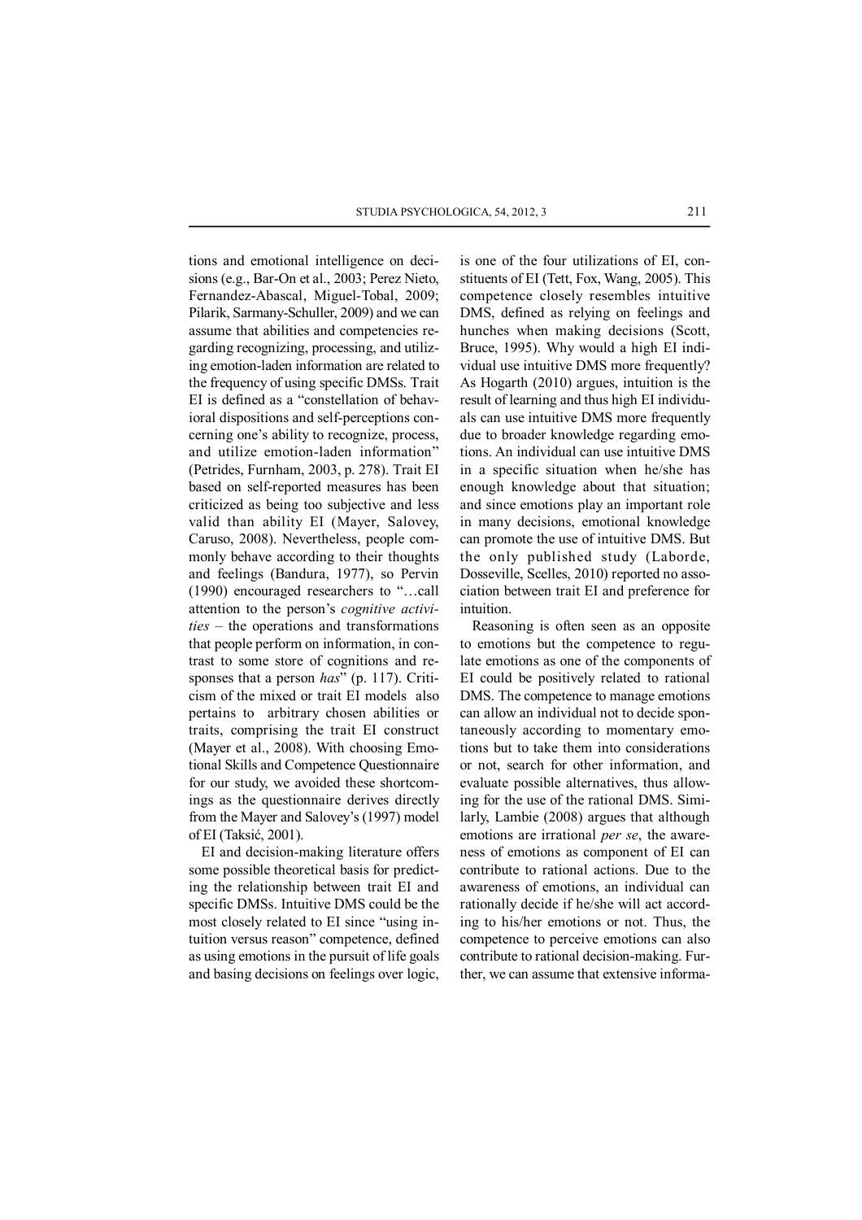tions and emotional intelligence on decisions (e.g., Bar-On et al., 2003; Perez Nieto, Fernandez-Abascal, Miguel-Tobal, 2009; Pilarik, Sarmany-Schuller, 2009) and we can assume that abilities and competencies regarding recognizing, processing, and utilizing emotion-laden information are related to the frequency of using specific DMSs. Trait EI is defined as a "constellation of behavioral dispositions and self-perceptions concerning one's ability to recognize, process, and utilize emotion-laden information" (Petrides, Furnham, 2003, p. 278). Trait EI based on self-reported measures has been criticized as being too subjective and less valid than ability EI (Mayer, Salovey, Caruso, 2008). Nevertheless, people commonly behave according to their thoughts and feelings (Bandura, 1977), so Pervin (1990) encouraged researchers to "…call attention to the person's *cognitive activities* – the operations and transformations that people perform on information, in contrast to some store of cognitions and responses that a person *has*" (p. 117). Criticism of the mixed or trait EI models also pertains to arbitrary chosen abilities or traits, comprising the trait EI construct (Mayer et al., 2008). With choosing Emotional Skills and Competence Questionnaire for our study, we avoided these shortcomings as the questionnaire derives directly from the Mayer and Salovey's (1997) model of EI (Taksić, 2001).

EI and decision-making literature offers some possible theoretical basis for predicting the relationship between trait EI and specific DMSs. Intuitive DMS could be the most closely related to EI since "using intuition versus reason" competence, defined as using emotions in the pursuit of life goals and basing decisions on feelings over logic, is one of the four utilizations of EI, constituents of EI (Tett, Fox, Wang, 2005). This competence closely resembles intuitive DMS, defined as relying on feelings and hunches when making decisions (Scott, Bruce, 1995). Why would a high EI individual use intuitive DMS more frequently? As Hogarth (2010) argues, intuition is the result of learning and thus high EI individuals can use intuitive DMS more frequently due to broader knowledge regarding emotions. An individual can use intuitive DMS in a specific situation when he/she has enough knowledge about that situation; and since emotions play an important role in many decisions, emotional knowledge can promote the use of intuitive DMS. But the only published study (Laborde, Dosseville, Scelles, 2010) reported no association between trait EI and preference for intuition.

Reasoning is often seen as an opposite to emotions but the competence to regulate emotions as one of the components of EI could be positively related to rational DMS. The competence to manage emotions can allow an individual not to decide spontaneously according to momentary emotions but to take them into considerations or not, search for other information, and evaluate possible alternatives, thus allowing for the use of the rational DMS. Similarly, Lambie (2008) argues that although emotions are irrational *per se*, the awareness of emotions as component of EI can contribute to rational actions. Due to the awareness of emotions, an individual can rationally decide if he/she will act according to his/her emotions or not. Thus, the competence to perceive emotions can also contribute to rational decision-making. Further, we can assume that extensive informa-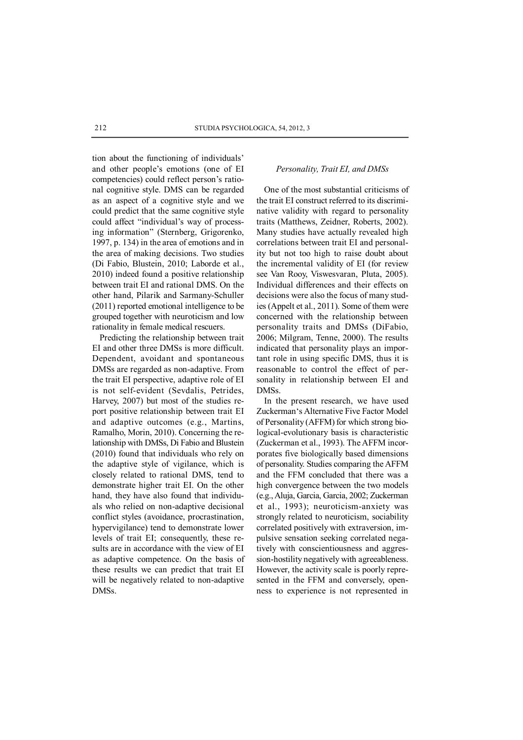tion about the functioning of individuals' and other people's emotions (one of EI competencies) could reflect person's rational cognitive style. DMS can be regarded as an aspect of a cognitive style and we could predict that the same cognitive style could affect "individual's way of processing information" (Sternberg, Grigorenko, 1997, p. 134) in the area of emotions and in the area of making decisions. Two studies (Di Fabio, Blustein, 2010; Laborde et al., 2010) indeed found a positive relationship between trait EI and rational DMS. On the other hand, Pilarik and Sarmany-Schuller (2011) reported emotional intelligence to be grouped together with neuroticism and low rationality in female medical rescuers.

Predicting the relationship between trait EI and other three DMSs is more difficult. Dependent, avoidant and spontaneous DMSs are regarded as non-adaptive. From the trait EI perspective, adaptive role of EI is not self-evident (Sevdalis, Petrides, Harvey, 2007) but most of the studies report positive relationship between trait EI and adaptive outcomes (e.g., Martins, Ramalho, Morin, 2010). Concerning the relationship with DMSs, Di Fabio and Blustein (2010) found that individuals who rely on the adaptive style of vigilance, which is closely related to rational DMS, tend to demonstrate higher trait EI. On the other hand, they have also found that individuals who relied on non-adaptive decisional conflict styles (avoidance, procrastination, hypervigilance) tend to demonstrate lower levels of trait EI; consequently, these results are in accordance with the view of EI as adaptive competence. On the basis of these results we can predict that trait EI will be negatively related to non-adaptive DMSs.

### *Personality, Trait EI, and DMSs*

One of the most substantial criticisms of the trait EI construct referred to its discriminative validity with regard to personality traits (Matthews, Zeidner, Roberts, 2002). Many studies have actually revealed high correlations between trait EI and personality but not too high to raise doubt about the incremental validity of EI (for review see Van Rooy, Viswesvaran, Pluta, 2005). Individual differences and their effects on decisions were also the focus of many studies (Appelt et al., 2011). Some of them were concerned with the relationship between personality traits and DMSs (DiFabio, 2006; Milgram, Tenne, 2000). The results indicated that personality plays an important role in using specific DMS, thus it is reasonable to control the effect of personality in relationship between EI and DMSs.

In the present research, we have used Zuckerman's Alternative Five Factor Model of Personality (AFFM) for which strong biological-evolutionary basis is characteristic (Zuckerman et al., 1993). The AFFM incorporates five biologically based dimensions of personality. Studies comparing the AFFM and the FFM concluded that there was a high convergence between the two models (e.g., Aluja, Garcia, Garcia, 2002; Zuckerman et al., 1993); neuroticism-anxiety was strongly related to neuroticism, sociability correlated positively with extraversion, impulsive sensation seeking correlated negatively with conscientiousness and aggression-hostility negatively with agreeableness. However, the activity scale is poorly represented in the FFM and conversely, openness to experience is not represented in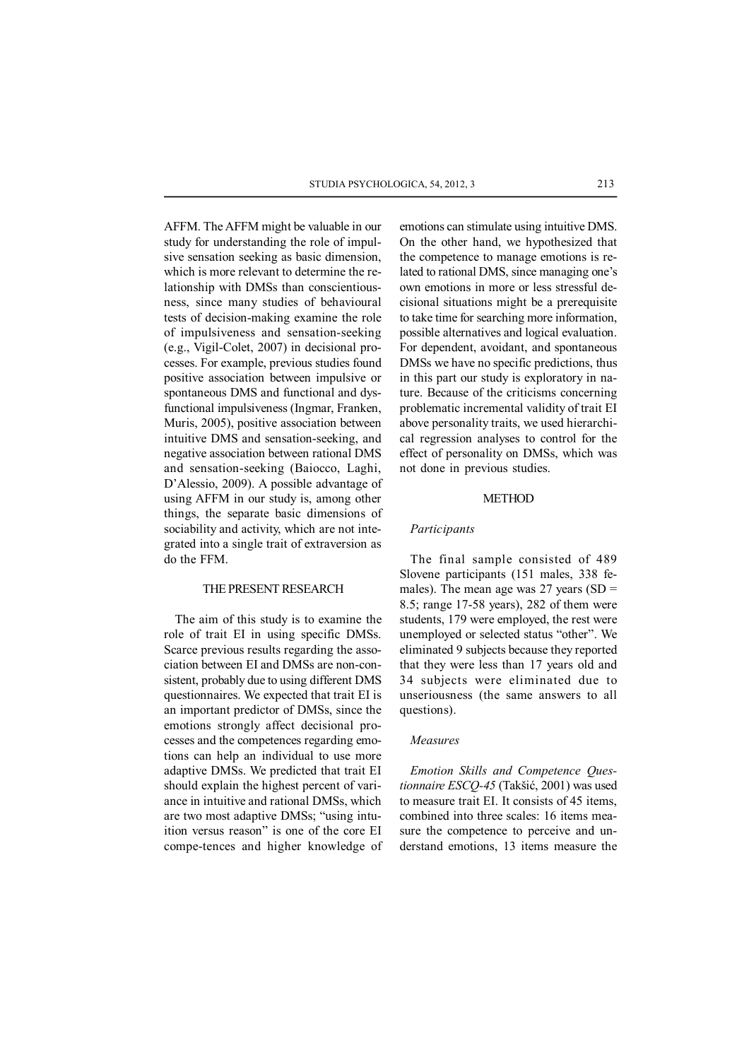AFFM. The AFFM might be valuable in our study for understanding the role of impulsive sensation seeking as basic dimension, which is more relevant to determine the relationship with DMSs than conscientiousness, since many studies of behavioural tests of decision-making examine the role of impulsiveness and sensation-seeking (e.g., Vigil-Colet, 2007) in decisional processes. For example, previous studies found positive association between impulsive or spontaneous DMS and functional and dysfunctional impulsiveness (Ingmar, Franken, Muris, 2005), positive association between intuitive DMS and sensation-seeking, and negative association between rational DMS and sensation-seeking (Baiocco, Laghi, D'Alessio, 2009). A possible advantage of using AFFM in our study is, among other things, the separate basic dimensions of sociability and activity, which are not integrated into a single trait of extraversion as do the FFM.

## THE PRESENT RESEARCH

The aim of this study is to examine the role of trait EI in using specific DMSs. Scarce previous results regarding the association between EI and DMSs are non-consistent, probably due to using different DMS questionnaires. We expected that trait EI is an important predictor of DMSs, since the emotions strongly affect decisional processes and the competences regarding emotions can help an individual to use more adaptive DMSs. We predicted that trait EI should explain the highest percent of variance in intuitive and rational DMSs, which are two most adaptive DMSs; "using intuition versus reason" is one of the core EI compe-tences and higher knowledge of emotions can stimulate using intuitive DMS. On the other hand, we hypothesized that the competence to manage emotions is related to rational DMS, since managing one's own emotions in more or less stressful decisional situations might be a prerequisite to take time for searching more information, possible alternatives and logical evaluation. For dependent, avoidant, and spontaneous DMSs we have no specific predictions, thus in this part our study is exploratory in nature. Because of the criticisms concerning problematic incremental validity of trait EI above personality traits, we used hierarchical regression analyses to control for the effect of personality on DMSs, which was not done in previous studies.

## METHOD

### *Participants*

The final sample consisted of 489 Slovene participants (151 males, 338 females). The mean age was 27 years (SD = 8.5; range 17-58 years), 282 of them were students, 179 were employed, the rest were unemployed or selected status "other". We eliminated 9 subjects because they reported that they were less than 17 years old and 34 subjects were eliminated due to unseriousness (the same answers to all questions).

### *Measures*

*Emotion Skills and Competence Questionnaire ESCQ-45* (Takšić, 2001) was used to measure trait EI. It consists of 45 items, combined into three scales: 16 items measure the competence to perceive and understand emotions, 13 items measure the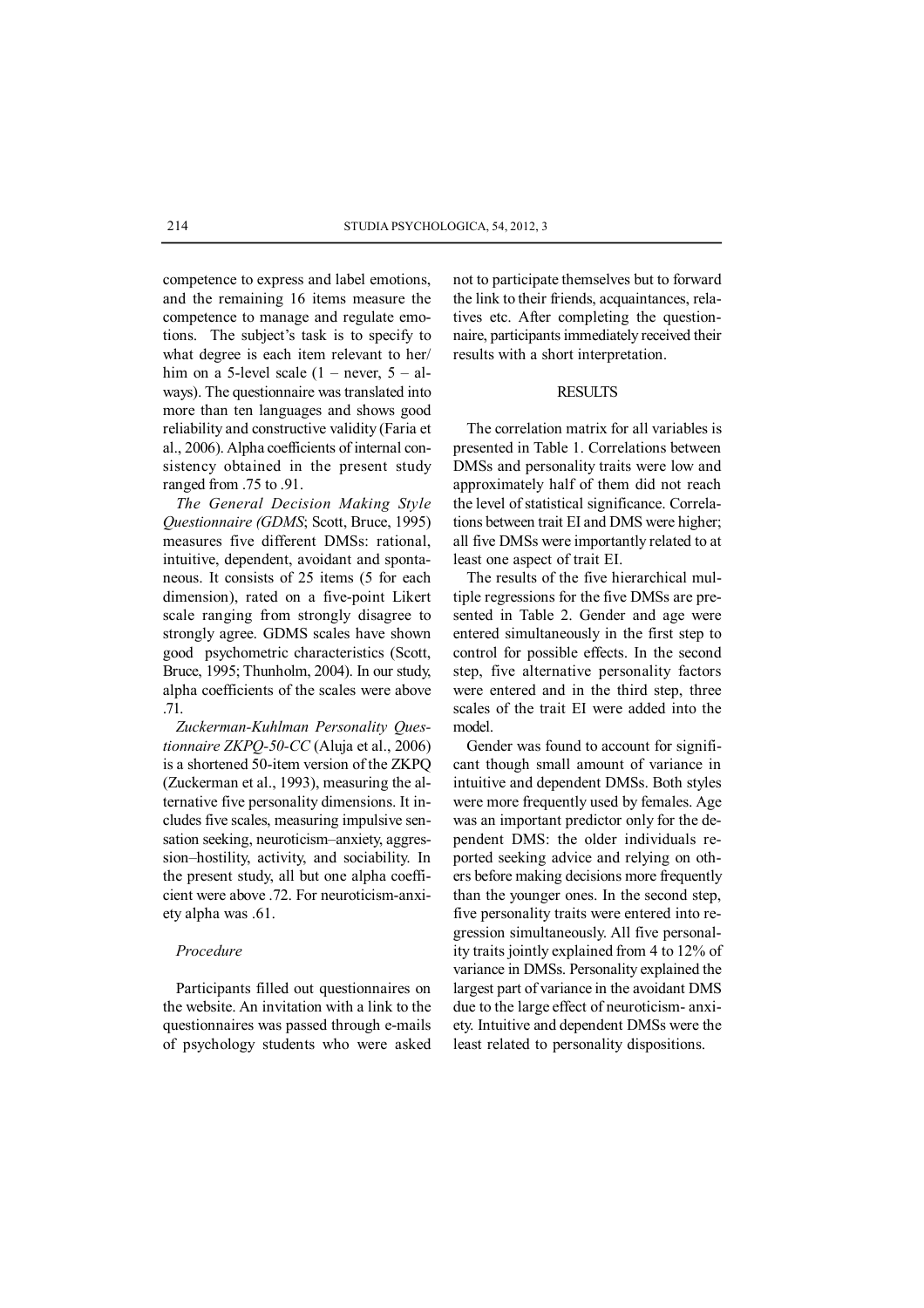competence to express and label emotions, and the remaining 16 items measure the competence to manage and regulate emotions. The subject's task is to specify to what degree is each item relevant to her/him on a 5-level scale (1 – never, 5 – always). The questionnaire was translated into more than ten languages and shows good reliability and constructive validity (Faria et al., 2006). Alpha coefficients of internal consistency obtained in the present study ranged from .75 to .91.

*The General Decision Making Style Questionnaire (GDMS*; Scott, Bruce, 1995) measures five different DMSs: rational, intuitive, dependent, avoidant and spontaneous. It consists of 25 items (5 for each dimension), rated on a five-point Likert scale ranging from strongly disagree to strongly agree. GDMS scales have shown good psychometric characteristics (Scott, Bruce, 1995; Thunholm, 2004). In our study, alpha coefficients of the scales were above .71.

*Zuckerman-Kuhlman Personality Questionnaire ZKPQ-50-CC* (Aluja et al., 2006) is a shortened 50-item version of the ZKPQ (Zuckerman et al., 1993), measuring the alternative five personality dimensions. It includes five scales, measuring impulsive sensation seeking, neuroticism–anxiety, aggression–hostility, activity, and sociability. In the present study, all but one alpha coefficient were above .72. For neuroticism-anxiety alpha was .61.

*Procedure*

Participants filled out questionnaires on the website. An invitation with a link to the questionnaires was passed through e-mails of psychology students who were asked not to participate themselves but to forward the link to their friends, acquaintances, relatives etc. After completing the questionnaire, participants immediately received their results with a short interpretation.

## RESULTS

The correlation matrix for all variables is presented in Table 1. Correlations between DMSs and personality traits were low and approximately half of them did not reach the level of statistical significance. Correlations between trait EI and DMS were higher; all five DMSs were importantly related to at least one aspect of trait EI.

The results of the five hierarchical multiple regressions for the five DMSs are presented in Table 2. Gender and age were entered simultaneously in the first step to control for possible effects. In the second step, five alternative personality factors were entered and in the third step, three scales of the trait EI were added into the model.

Gender was found to account for significant though small amount of variance in intuitive and dependent DMSs. Both styles were more frequently used by females. Age was an important predictor only for the dependent DMS: the older individuals reported seeking advice and relying on others before making decisions more frequently than the younger ones. In the second step, five personality traits were entered into regression simultaneously. All five personality traits jointly explained from 4 to 12% of variance in DMSs. Personality explained the largest part of variance in the avoidant DMS due to the large effect of neuroticism- anxiety. Intuitive and dependent DMSs were the least related to personality dispositions.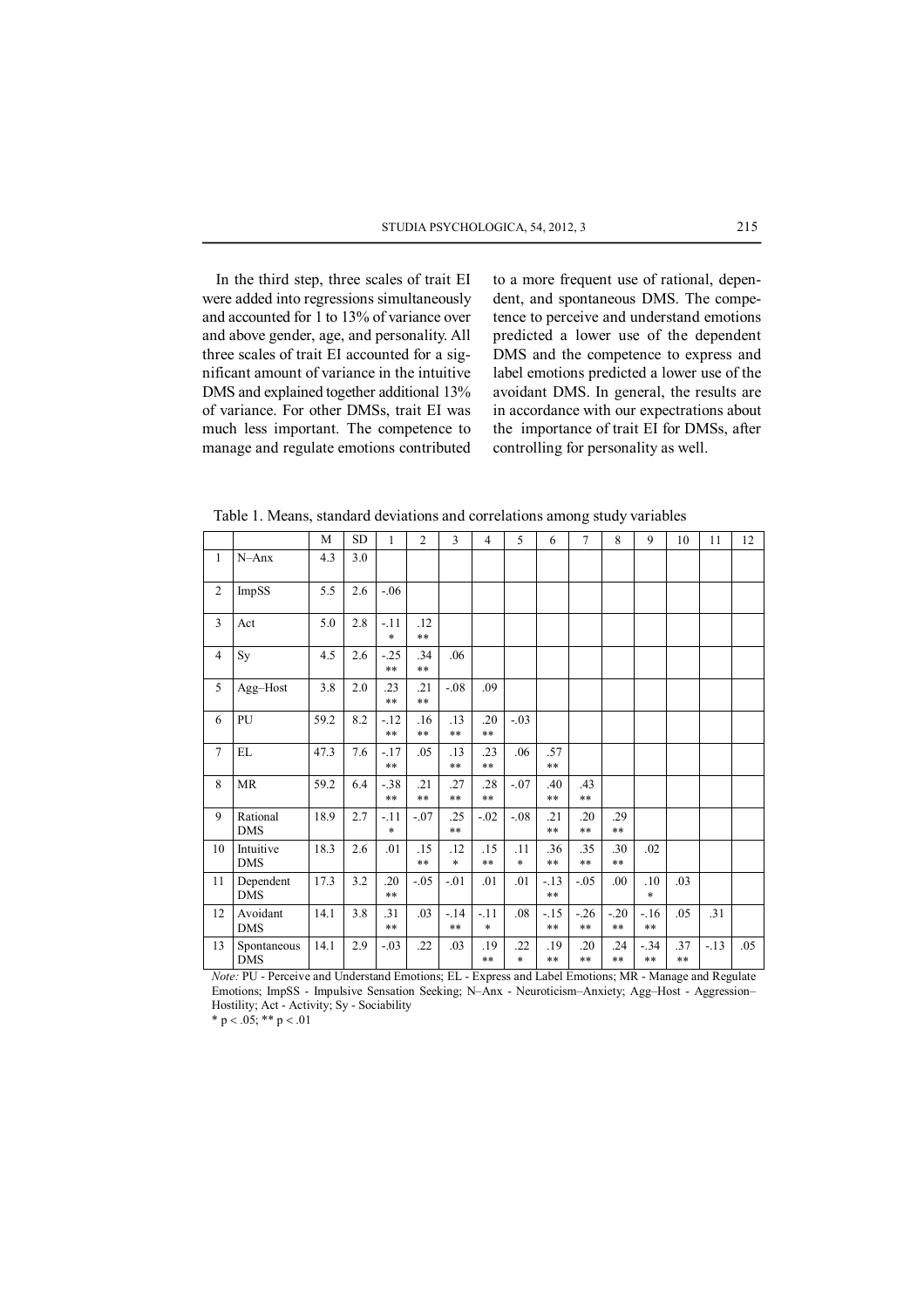In the third step, three scales of trait EI were added into regressions simultaneously and accounted for 1 to 13% of variance over and above gender, age, and personality. All three scales of trait EI accounted for a significant amount of variance in the intuitive DMS and explained together additional 13% of variance. For other DMSs, trait EI was much less important. The competence to manage and regulate emotions contributed to a more frequent use of rational, dependent, and spontaneous DMS. The competence to perceive and understand emotions predicted a lower use of the dependent DMS and the competence to express and label emotions predicted a lower use of the avoidant DMS. In general, the results are in accordance with our expectrations about the importance of trait EI for DMSs, after controlling for personality as well.

Table 1. Means, standard deviations and correlations among study variables

| | | M | SD | 1 | 2 | 3 | 4 | 5 | 6 | 7 | 8 | 9 | 10 | 11 | 12 |
|---|---|---|---|---|---|---|---|---|---|---|---|---|---|---|---|
| 1 | N–Anx | 4.3 | 3.0 | | | | | | | | | | | | |
| 2 | ImpSS | 5.5 | 2.6 | -.06 | | | | | | | | | | | |
| 3 | Act | 5.0 | 2.8 | -.11 * | .12 ** | | | | | | | | | | |
| 4 | Sy | 4.5 | 2.6 | -.25 ** | .34 ** | .06 | | | | | | | | | |
| 5 | Agg–Host | 3.8 | 2.0 | .23 ** | .21 ** | -.08 | .09 | | | | | | | | |
| 6 | PU | 59.2 | 8.2 | -.12 ** | .16 ** | .13 ** | .20 ** | -.03 | | | | | | | |
| 7 | EL | 47.3 | 7.6 | -.17 ** | .05 | .13 ** | .23 ** | .06 | .57 ** | | | | | | |
| 8 | MR | 59.2 | 6.4 | -.38 ** | .21 ** | .27 ** | .28 ** | -.07 | .40 ** | .43 ** | | | | | |
| 9 | Rational DMS | 18.9 | 2.7 | -.11 * | -.07 | .25 ** | -.02 | -.08 | .21 ** | .20 ** | .29 ** | | | | |
| 10 | Intuitive DMS | 18.3 | 2.6 | .01 | .15 ** | .12 * | .15 ** | .11 * | .36 ** | .35 ** | .30 ** | .02 | | | |
| 11 | Dependent DMS | 17.3 | 3.2 | .20 ** | -.05 | -.01 | .01 | .01 | -.13 ** | -.05 | .00 | .10 * | .03 | | |
| 12 | Avoidant DMS | 14.1 | 3.8 | .31 ** | .03 | -.14 ** | -.11 * | .08 | -.15 ** | -.26 ** | -.20 ** | -.16 ** | .05 | .31 | |
| 13 | Spontaneous DMS | 14.1 | 2.9 | -.03 | .22 | .03 | .19 ** | .22 * | .19 ** | .20 ** | .24 ** | -.34 ** | .37 ** | -.13 | .05 |

*Note:* PU - Perceive and Understand Emotions; EL - Express and Label Emotions; MR - Manage and Regulate Emotions; ImpSS - Impulsive Sensation Seeking; N–Anx - Neuroticism–Anxiety; Agg–Host - Aggression–Hostility; Act - Activity; Sy - Sociability

* $p < .05$; ** $p < .01$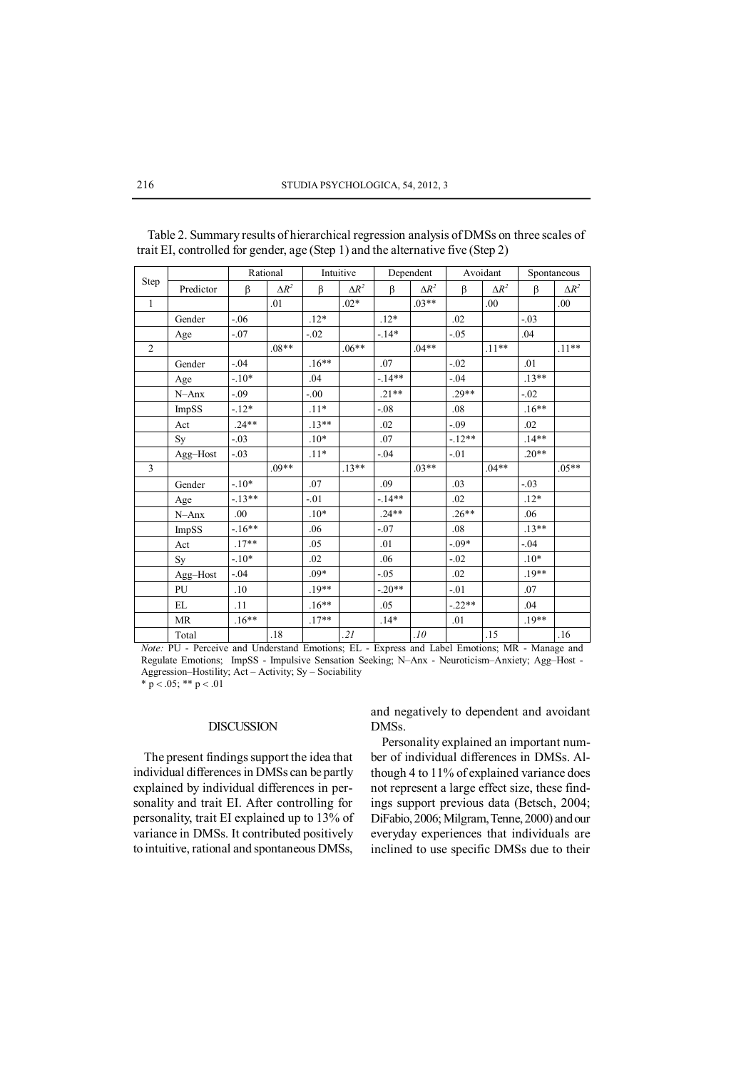Table 2. Summary results of hierarchical regression analysis of DMSs on three scales of trait EI, controlled for gender, age (Step 1) and the alternative five (Step 2)

| Step | | Rational | | Intuitive | | Dependent | | Avoidant | | Spontaneous | |
|---|---|---|---|---|---|---|---|---|---|---|---|
| | Predictor | β | $\Delta R^2$ | β | $\Delta R^2$ | β | $\Delta R^2$ | β | $\Delta R^2$ | β | $\Delta R^2$ |
| 1 | | | .01 | | .02* | | .03** | | .00 | | .00 |
| | Gender | -.06 | | .12* | | .12* | | .02 | | -.03 | |
| | Age | -.07 | | -.02 | | -.14* | | -.05 | | .04 | |
| 2 | | | .08** | | .06** | | .04** | | .11** | | .11** |
| | Gender | -.04 | | .16** | | .07 | | -.02 | | .01 | |
| | Age | -.10* | | .04 | | -.14** | | -.04 | | .13** | |
| | N–Anx | -.09 | | -.00 | | .21** | | .29** | | -.02 | |
| | ImpSS | -.12* | | .11* | | -.08 | | .08 | | .16** | |
| | Act | .24** | | .13** | | .02 | | -.09 | | .02 | |
| | Sy | -.03 | | .10* | | .07 | | -.12** | | .14** | |
| | Agg–Host | -.03 | | .11* | | -.04 | | -.01 | | .20** | |
| 3 | | | .09** | | .13** | | .03** | | .04** | | .05** |
| | Gender | -.10* | | .07 | | .09 | | .03 | | -.03 | |
| | Age | -.13** | | -.01 | | -.14** | | .02 | | .12* | |
| | N–Anx | .00 | | .10* | | .24** | | .26** | | .06 | |
| | ImpSS | -.16** | | .06 | | -.07 | | .08 | | .13** | |
| | Act | .17** | | .05 | | .01 | | -.09* | | -.04 | |
| | Sy | -.10* | | .02 | | .06 | | -.02 | | .10* | |
| | Agg–Host | -.04 | | .09* | | -.05 | | .02 | | .19** | |
| | PU | .10 | | .19** | | -.20** | | -.01 | | .07 | |
| | EL | .11 | | .16** | | .05 | | -.22** | | .04 | |
| | MR | .16** | | .17** | | .14* | | .01 | | .19** | |
| | Total | | .18 | | *.21* | | *.10* | | .15 | | .16 |

*Note:* PU - Perceive and Understand Emotions; EL - Express and Label Emotions; MR - Manage and Regulate Emotions; ImpSS - Impulsive Sensation Seeking; N–Anx - Neuroticism–Anxiety; Agg–Host - Aggression–Hostility; Act – Activity; Sy – Sociability

\* $p < .05$; \*\* $p < .01$

## DISCUSSION

The present findings support the idea that individual differences in DMSs can be partly explained by individual differences in personality and trait EI. After controlling for personality, trait EI explained up to 13% of variance in DMSs. It contributed positively to intuitive, rational and spontaneous DMSs, and negatively to dependent and avoidant DMSs.

Personality explained an important number of individual differences in DMSs. Although 4 to 11% of explained variance does not represent a large effect size, these findings support previous data (Betsch, 2004; DiFabio, 2006; Milgram, Tenne, 2000) and our everyday experiences that individuals are inclined to use specific DMSs due to their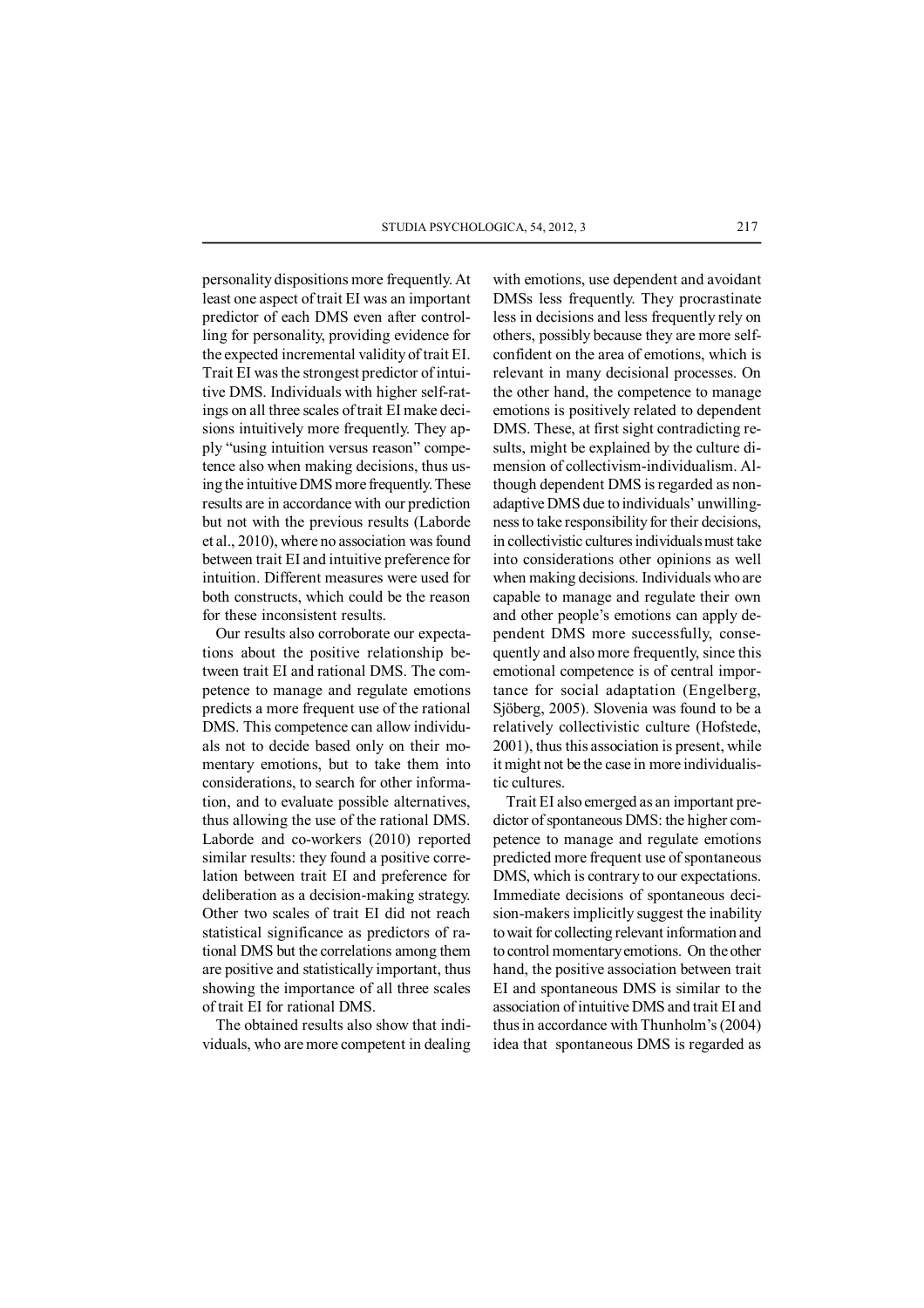personality dispositions more frequently. At least one aspect of trait EI was an important predictor of each DMS even after controlling for personality, providing evidence for the expected incremental validity of trait EI. Trait EI was the strongest predictor of intuitive DMS. Individuals with higher self-ratings on all three scales of trait EI make decisions intuitively more frequently. They apply "using intuition versus reason" competence also when making decisions, thus using the intuitive DMS more frequently. These results are in accordance with our prediction but not with the previous results (Laborde et al., 2010), where no association was found between trait EI and intuitive preference for intuition. Different measures were used for both constructs, which could be the reason for these inconsistent results.

Our results also corroborate our expectations about the positive relationship between trait EI and rational DMS. The competence to manage and regulate emotions predicts a more frequent use of the rational DMS. This competence can allow individuals not to decide based only on their momentary emotions, but to take them into considerations, to search for other information, and to evaluate possible alternatives, thus allowing the use of the rational DMS. Laborde and co-workers (2010) reported similar results: they found a positive correlation between trait EI and preference for deliberation as a decision-making strategy. Other two scales of trait EI did not reach statistical significance as predictors of rational DMS but the correlations among them are positive and statistically important, thus showing the importance of all three scales of trait EI for rational DMS.

The obtained results also show that individuals, who are more competent in dealing with emotions, use dependent and avoidant DMSs less frequently. They procrastinate less in decisions and less frequently rely on others, possibly because they are more self-confident on the area of emotions, which is relevant in many decisional processes. On the other hand, the competence to manage emotions is positively related to dependent DMS. These, at first sight contradicting results, might be explained by the culture dimension of collectivism-individualism. Although dependent DMS is regarded as non-adaptive DMS due to individuals' unwillingness to take responsibility for their decisions, in collectivistic cultures individuals must take into considerations other opinions as well when making decisions. Individuals who are capable to manage and regulate their own and other people's emotions can apply dependent DMS more successfully, consequently and also more frequently, since this emotional competence is of central importance for social adaptation (Engelberg, Sjöberg, 2005). Slovenia was found to be a relatively collectivistic culture (Hofstede, 2001), thus this association is present, while it might not be the case in more individualistic cultures.

Trait EI also emerged as an important predictor of spontaneous DMS: the higher competence to manage and regulate emotions predicted more frequent use of spontaneous DMS, which is contrary to our expectations. Immediate decisions of spontaneous decision-makers implicitly suggest the inability to wait for collecting relevant information and to control momentary emotions. On the other hand, the positive association between trait EI and spontaneous DMS is similar to the association of intuitive DMS and trait EI and thus in accordance with Thunholm's (2004) idea that spontaneous DMS is regarded as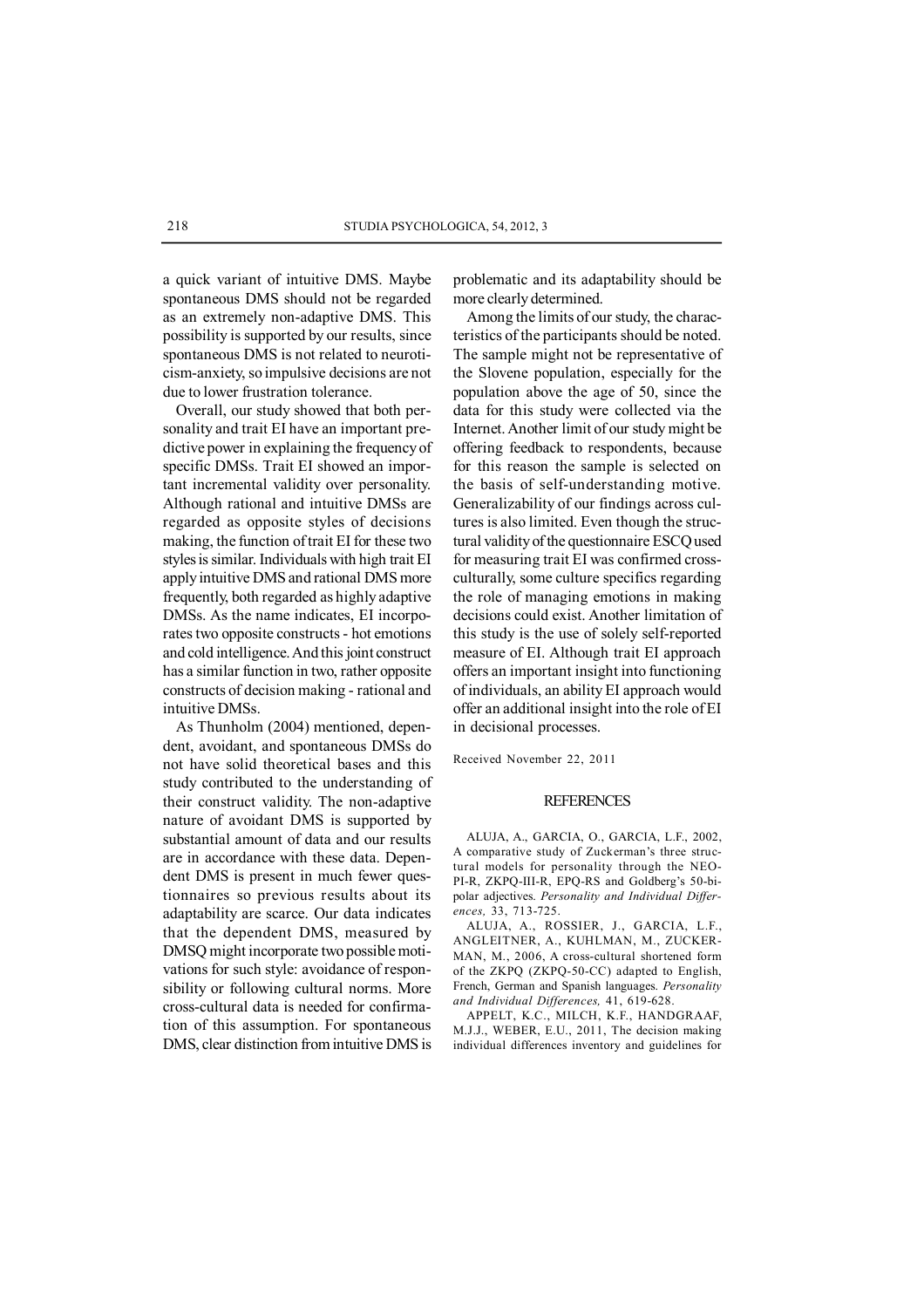a quick variant of intuitive DMS. Maybe spontaneous DMS should not be regarded as an extremely non-adaptive DMS. This possibility is supported by our results, since spontaneous DMS is not related to neuroticism-anxiety, so impulsive decisions are not due to lower frustration tolerance.

Overall, our study showed that both personality and trait EI have an important predictive power in explaining the frequency of specific DMSs. Trait EI showed an important incremental validity over personality. Although rational and intuitive DMSs are regarded as opposite styles of decisions making, the function of trait EI for these two styles is similar. Individuals with high trait EI apply intuitive DMS and rational DMS more frequently, both regarded as highly adaptive DMSs. As the name indicates, EI incorporates two opposite constructs - hot emotions and cold intelligence. And this joint construct has a similar function in two, rather opposite constructs of decision making - rational and intuitive DMSs.

As Thunholm (2004) mentioned, dependent, avoidant, and spontaneous DMSs do not have solid theoretical bases and this study contributed to the understanding of their construct validity. The non-adaptive nature of avoidant DMS is supported by substantial amount of data and our results are in accordance with these data. Dependent DMS is present in much fewer questionnaires so previous results about its adaptability are scarce. Our data indicates that the dependent DMS, measured by DMSQ might incorporate two possible motivations for such style: avoidance of responsibility or following cultural norms. More cross-cultural data is needed for confirmation of this assumption. For spontaneous DMS, clear distinction from intuitive DMS is problematic and its adaptability should be more clearly determined.

Among the limits of our study, the characteristics of the participants should be noted. The sample might not be representative of the Slovene population, especially for the population above the age of 50, since the data for this study were collected via the Internet. Another limit of our study might be offering feedback to respondents, because for this reason the sample is selected on the basis of self-understanding motive. Generalizability of our findings across cultures is also limited. Even though the structural validity of the questionnaire ESCQ used for measuring trait EI was confirmed cross-culturally, some culture specifics regarding the role of managing emotions in making decisions could exist. Another limitation of this study is the use of solely self-reported measure of EI. Although trait EI approach offers an important insight into functioning of individuals, an ability EI approach would offer an additional insight into the role of EI in decisional processes.

Received November 22, 2011

## REFERENCES

ALUJA, A., GARCIA, O., GARCIA, L.F., 2002, A comparative study of Zuckerman's three structural models for personality through the NEO-PI-R, ZKPQ-III-R, EPQ-RS and Goldberg's 50-bipolar adjectives. *Personality and Individual Differences,* 33, 713-725.

ALUJA, A., ROSSIER, J., GARCIA, L.F., ANGLEITNER, A., KUHLMAN, M., ZUCKERMAN, M., 2006, A cross-cultural shortened form of the ZKPQ (ZKPQ-50-CC) adapted to English, French, German and Spanish languages. *Personality and Individual Differences,* 41, 619-628.

APPELT, K.C., MILCH, K.F., HANDGRAAF, M.J.J., WEBER, E.U., 2011, The decision making individual differences inventory and guidelines for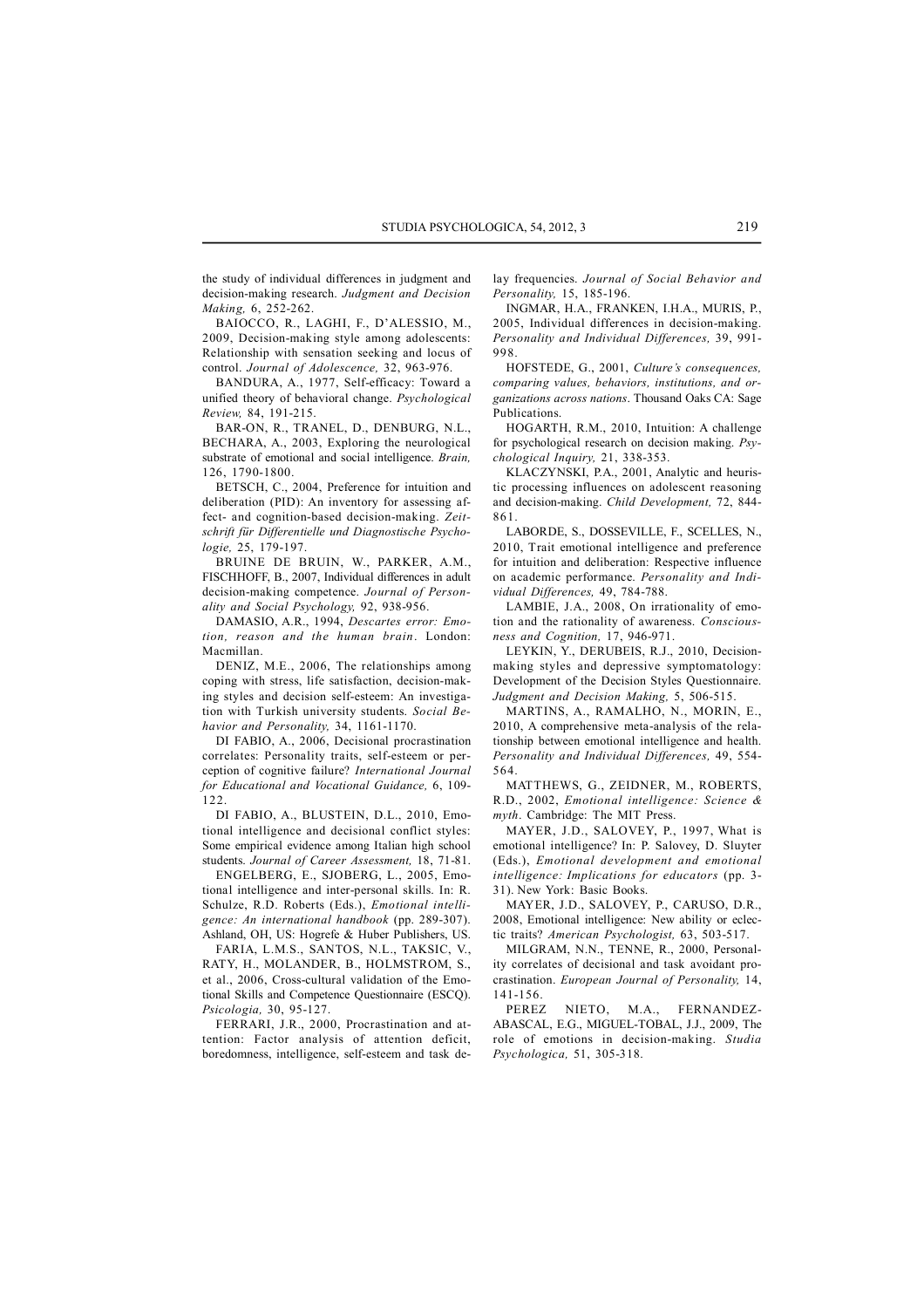the study of individual differences in judgment and decision-making research. *Judgment and Decision Making,* 6, 252-262.

BAIOCCO, R., LAGHI, F., D'ALESSIO, M., 2009, Decision-making style among adolescents: Relationship with sensation seeking and locus of control. *Journal of Adolescence,* 32, 963-976.

BANDURA, A., 1977, Self-efficacy: Toward a unified theory of behavioral change. *Psychological Review,* 84, 191-215.

BAR-ON, R., TRANEL, D., DENBURG, N.L., BECHARA, A., 2003, Exploring the neurological substrate of emotional and social intelligence. *Brain,* 126, 1790-1800.

BETSCH, C., 2004, Preference for intuition and deliberation (PID): An inventory for assessing affect- and cognition-based decision-making. *Zeitschrift für Differentielle und Diagnostische Psychologie,* 25, 179-197.

BRUINE DE BRUIN, W., PARKER, A.M., FISCHHOFF, B., 2007, Individual differences in adult decision-making competence. *Journal of Personality and Social Psychology,* 92, 938-956.

DAMASIO, A.R., 1994, *Descartes error: Emotion, reason and the human brain*. London: Macmillan.

DENIZ, M.E., 2006, The relationships among coping with stress, life satisfaction, decision-making styles and decision self-esteem: An investigation with Turkish university students. *Social Behavior and Personality,* 34, 1161-1170.

DI FABIO, A., 2006, Decisional procrastination correlates: Personality traits, self-esteem or perception of cognitive failure? *International Journal for Educational and Vocational Guidance,* 6, 109-122.

DI FABIO, A., BLUSTEIN, D.L., 2010, Emotional intelligence and decisional conflict styles: Some empirical evidence among Italian high school students. *Journal of Career Assessment,* 18, 71-81.

ENGELBERG, E., SJOBERG, L., 2005, Emotional intelligence and inter-personal skills. In: R. Schulze, R.D. Roberts (Eds.), *Emotional intelligence: An international handbook* (pp. 289-307). Ashland, OH, US: Hogrefe & Huber Publishers, US.

FARIA, L.M.S., SANTOS, N.L., TAKSIC, V., RATY, H., MOLANDER, B., HOLMSTROM, S., et al., 2006, Cross-cultural validation of the Emotional Skills and Competence Questionnaire (ESCQ). *Psicologia,* 30, 95-127.

FERRARI, J.R., 2000, Procrastination and attention: Factor analysis of attention deficit, boredomness, intelligence, self-esteem and task delay frequencies. *Journal of Social Behavior and Personality,* 15, 185-196.

INGMAR, H.A., FRANKEN, I.H.A., MURIS, P., 2005, Individual differences in decision-making. *Personality and Individual Differences,* 39, 991-998.

HOFSTEDE, G., 2001, *Culture's consequences, comparing values, behaviors, institutions, and organizations across nations*. Thousand Oaks CA: Sage Publications.

HOGARTH, R.M., 2010, Intuition: A challenge for psychological research on decision making. *Psychological Inquiry,* 21, 338-353.

KLACZYNSKI, P.A., 2001, Analytic and heuristic processing influences on adolescent reasoning and decision-making. *Child Development,* 72, 844-861.

LABORDE, S., DOSSEVILLE, F., SCELLES, N., 2010, Trait emotional intelligence and preference for intuition and deliberation: Respective influence on academic performance. *Personality and Individual Differences,* 49, 784-788.

LAMBIE, J.A., 2008, On irrationality of emotion and the rationality of awareness. *Consciousness and Cognition,* 17, 946-971.

LEYKIN, Y., DERUBEIS, R.J., 2010, Decision-making styles and depressive symptomatology: Development of the Decision Styles Questionnaire. *Judgment and Decision Making,* 5, 506-515.

MARTINS, A., RAMALHO, N., MORIN, E., 2010, A comprehensive meta-analysis of the relationship between emotional intelligence and health. *Personality and Individual Differences,* 49, 554-564.

MATTHEWS, G., ZEIDNER, M., ROBERTS, R.D., 2002, *Emotional intelligence: Science & myth*. Cambridge: The MIT Press.

MAYER, J.D., SALOVEY, P., 1997, What is emotional intelligence? In: P. Salovey, D. Sluyter (Eds.), *Emotional development and emotional intelligence: Implications for educators* (pp. 3-31). New York: Basic Books.

MAYER, J.D., SALOVEY, P., CARUSO, D.R., 2008, Emotional intelligence: New ability or eclectic traits? *American Psychologist,* 63, 503-517.

MILGRAM, N.N., TENNE, R., 2000, Personality correlates of decisional and task avoidant procrastination. *European Journal of Personality,* 14, 141-156.

PEREZ NIETO, M.A., FERNANDEZ-ABASCAL, E.G., MIGUEL-TOBAL, J.J., 2009, The role of emotions in decision-making. *Studia Psychologica,* 51, 305-318.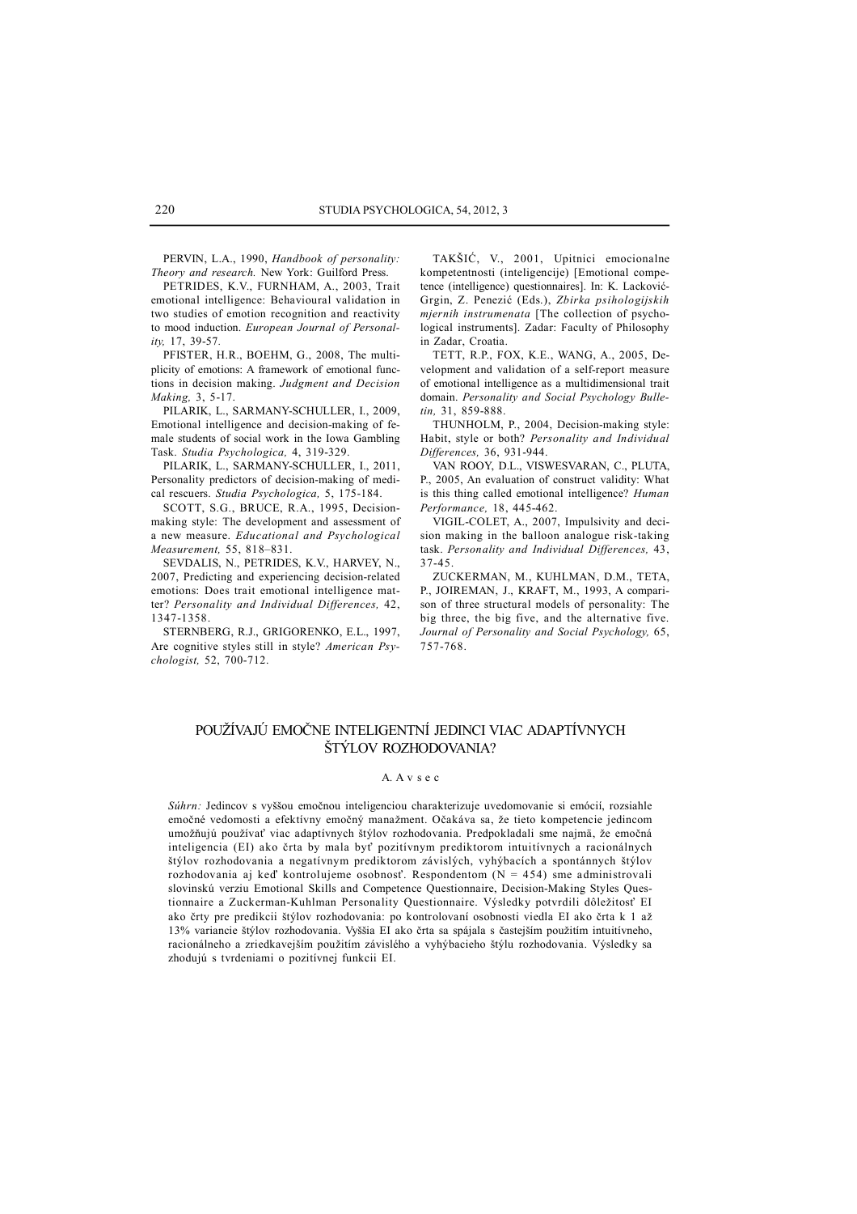PERVIN, L.A., 1990, *Handbook of personality: Theory and research.* New York: Guilford Press.

PETRIDES, K.V., FURNHAM, A., 2003, Trait emotional intelligence: Behavioural validation in two studies of emotion recognition and reactivity to mood induction. *European Journal of Personality,* 17, 39-57.

PFISTER, H.R., BOEHM, G., 2008, The multiplicity of emotions: A framework of emotional functions in decision making. *Judgment and Decision Making,* 3, 5-17.

PILARIK, L., SARMANY-SCHULLER, I., 2009, Emotional intelligence and decision-making of female students of social work in the Iowa Gambling Task. *Studia Psychologica,* 4, 319-329.

PILARIK, L., SARMANY-SCHULLER, I., 2011, Personality predictors of decision-making of medical rescuers. *Studia Psychologica,* 5, 175-184.

SCOTT, S.G., BRUCE, R.A., 1995, Decision-making style: The development and assessment of a new measure. *Educational and Psychological Measurement,* 55, 818–831.

SEVDALIS, N., PETRIDES, K.V., HARVEY, N., 2007, Predicting and experiencing decision-related emotions: Does trait emotional intelligence matter? *Personality and Individual Differences,* 42, 1347-1358.

STERNBERG, R.J., GRIGORENKO, E.L., 1997, Are cognitive styles still in style? *American Psychologist,* 52, 700-712.

TAKŠIĆ, V., 2001, Upitnici emocionalne kompetentnosti (inteligencije) [Emotional competence (intelligence) questionnaires]. In: K. Lacković-Grgin, Z. Penezić (Eds.), *Zbirka psihologijskih mjernih instrumenata* [The collection of psychological instruments]. Zadar: Faculty of Philosophy in Zadar, Croatia.

TETT, R.P., FOX, K.E., WANG, A., 2005, Development and validation of a self-report measure of emotional intelligence as a multidimensional trait domain. *Personality and Social Psychology Bulletin,* 31, 859-888.

THUNHOLM, P., 2004, Decision-making style: Habit, style or both? *Personality and Individual Differences,* 36, 931-944.

VAN ROOY, D.L., VISWESVARAN, C., PLUTA, P., 2005, An evaluation of construct validity: What is this thing called emotional intelligence? *Human Performance,* 18, 445-462.

VIGIL-COLET, A., 2007, Impulsivity and decision making in the balloon analogue risk-taking task. *Personality and Individual Differences,* 43, 37-45.

ZUCKERMAN, M., KUHLMAN, D.M., TETA, P., JOIREMAN, J., KRAFT, M., 1993, A comparison of three structural models of personality: The big three, the big five, and the alternative five. *Journal of Personality and Social Psychology,* 65, 757-768.

## POUŽÍVAJÚ EMOČNE INTELIGENTNÍ JEDINCI VIAC ADAPTÍVNYCH ŠTÝLOV ROZHODOVANIA?

A. A v s e c

*Súhrn:* Jedincov s vyššou emočnou inteligenciou charakterizuje uvedomovanie si emócií, rozsiahle emočné vedomosti a efektívny emočný manažment. Očakáva sa, že tieto kompetencie jedincom umožňujú používať viac adaptívnych štýlov rozhodovania. Predpokladali sme najmä, že emočná inteligencia (EI) ako črta by mala byť pozitívnym prediktorom intuitívnych a racionálnych štýlov rozhodovania a negatívnym prediktorom závislých, vyhýbacích a spontánnych štýlov rozhodovania aj keď kontrolujeme osobnosť. Respondentom (N = 454) sme administrovali slovinskú verziu Emotional Skills and Competence Questionnaire, Decision-Making Styles Questionnaire a Zuckerman-Kuhlman Personality Questionnaire. Výsledky potvrdili dôležitosť EI ako črty pre predikcii štýlov rozhodovania: po kontrolovaní osobnosti viedla EI ako črta k 1 až 13% variancie štýlov rozhodovania. Vyššia EI ako črta sa spájala s častejším použitím intuitívneho, racionálneho a zriedkavejším použitím závislého a vyhýbacieho štýlu rozhodovania. Výsledky sa zhodujú s tvrdeniami o pozitívnej funkcii EI.